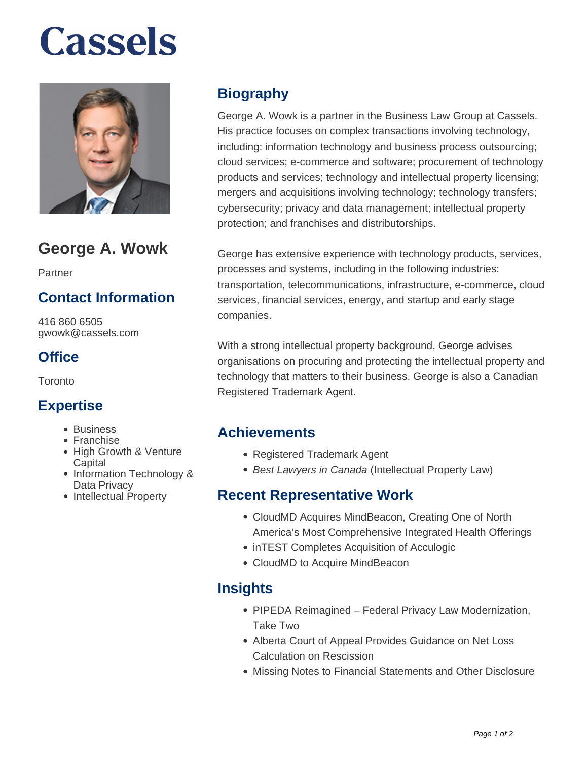# Cassels

## George A. Wowk

Partner

### Contact Information

416 860 6505
gwowk@cassels.com

### Office

Toronto

### Expertise

- Business
- Franchise
- High Growth & Venture Capital
- Information Technology & Data Privacy
- Intellectual Property

## Biography

George A. Wowk is a partner in the Business Law Group at Cassels. His practice focuses on complex transactions involving technology, including: information technology and business process outsourcing; cloud services; e-commerce and software; procurement of technology products and services; technology and intellectual property licensing; mergers and acquisitions involving technology; technology transfers; cybersecurity; privacy and data management; intellectual property protection; and franchises and distributorships.

George has extensive experience with technology products, services, processes and systems, including in the following industries: transportation, telecommunications, infrastructure, e-commerce, cloud services, financial services, energy, and startup and early stage companies.

With a strong intellectual property background, George advises organisations on procuring and protecting the intellectual property and technology that matters to their business. George is also a Canadian Registered Trademark Agent.

## Achievements

- Registered Trademark Agent
- *Best Lawyers in Canada* (Intellectual Property Law)

## Recent Representative Work

- CloudMD Acquires MindBeacon, Creating One of North America's Most Comprehensive Integrated Health Offerings
- inTEST Completes Acquisition of Acculogic
- CloudMD to Acquire MindBeacon

## Insights

- PIPEDA Reimagined – Federal Privacy Law Modernization, Take Two
- Alberta Court of Appeal Provides Guidance on Net Loss Calculation on Rescission
- Missing Notes to Financial Statements and Other Disclosure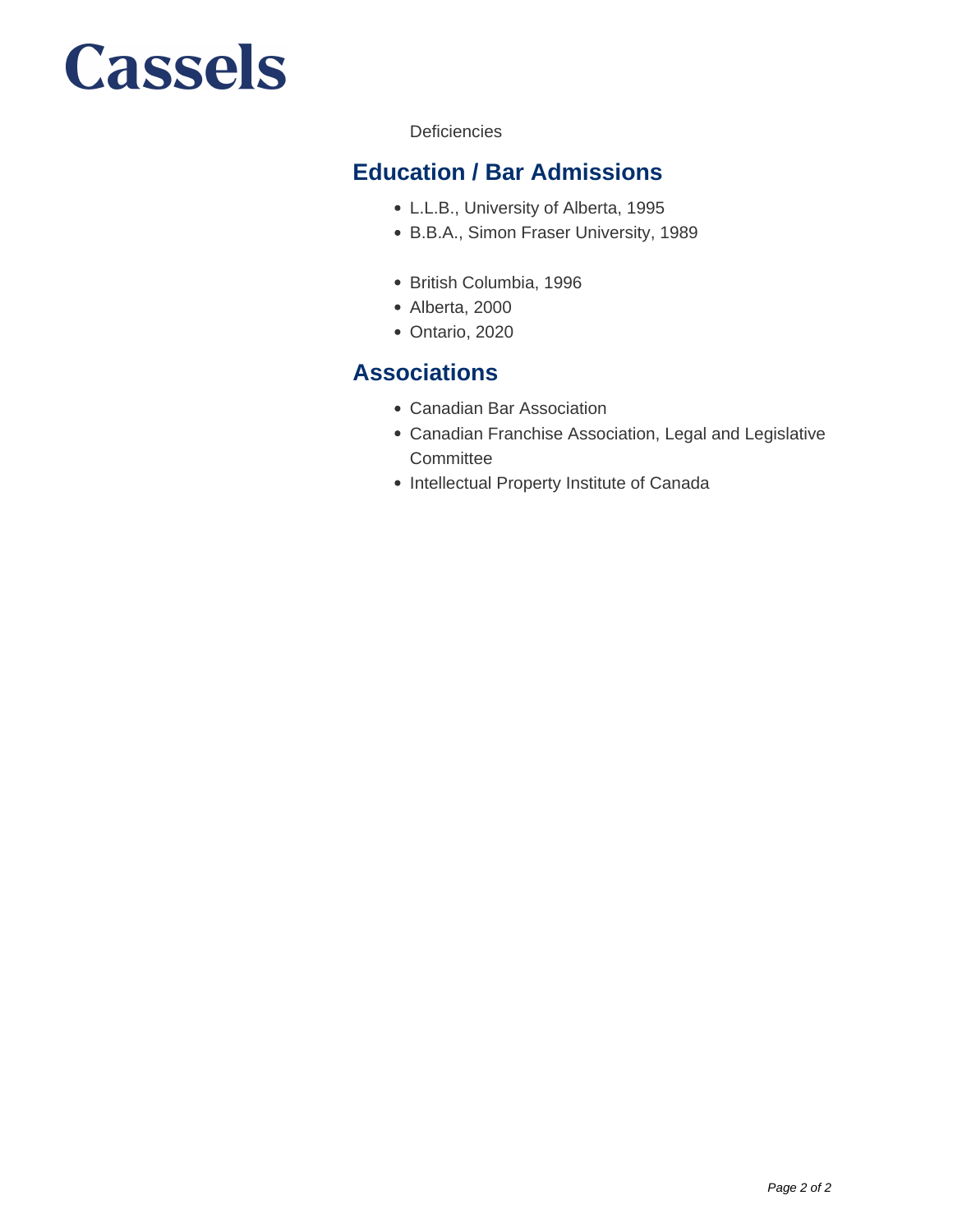Deficiencies

## Education / Bar Admissions

- L.L.B., University of Alberta, 1995
- B.B.A., Simon Fraser University, 1989

- British Columbia, 1996
- Alberta, 2000
- Ontario, 2020

## Associations

- Canadian Bar Association
- Canadian Franchise Association, Legal and Legislative Committee
- Intellectual Property Institute of Canada